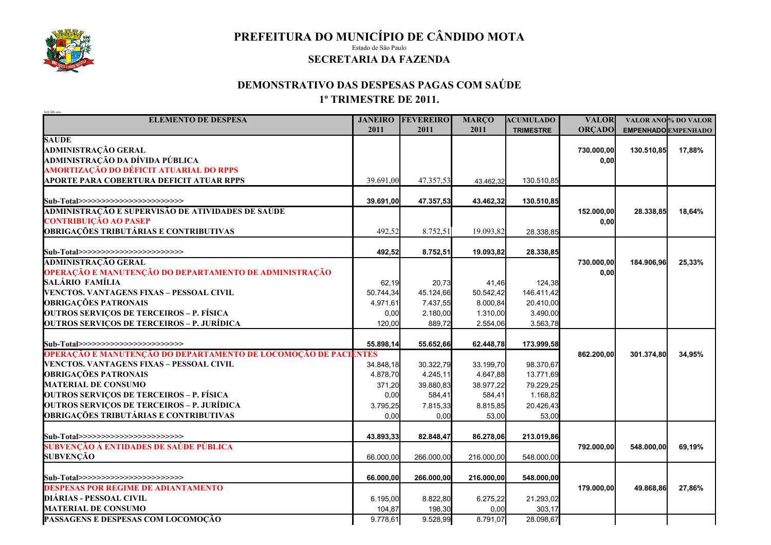# PREFEITURA DO MUNICÍPIO DE CÂNDIDO MOTA

Estado de São Paulo

## SECRETARIA DA FAZENDA

## DEMONSTRATIVO DAS DESPESAS PAGAS COM SAÚDE

## 1º TRIMESTRE DE 2011.

SAUDE-atts

| ELEMENTO DE DESPESA | JANEIRO 2011 | FEVEREIRO 2011 | MARÇO 2011 | ACUMULADO TRIMESTRE | VALOR ORÇADO | VALOR ANO EMPENHADO | % DO VALOR EMPENHADO |
|---|---|---|---|---|---|---|---|
| **SAUDE** | | | | | | | |
| **ADMINISTRAÇÃO GERAL** | | | | | 730.000,00 | 130.510,85 | 17,88% |
| **ADMINISTRAÇÃO DA DÍVIDA PÚBLICA** | | | | | 0,00 | | |
| **AMORTIZAÇÃO DO DÉFICIT ATUARIAL DO RPPS** | | | | | | | |
| **APORTE PARA COBERTURA DEFICIT ATUAR RPPS** | 39.691,00 | 47.357,53 | 43.462,32 | 130.510,85 | | | |
| **Sub-Total>>>>>>>>>>>>>>>>>>>>>>>>** | 39.691,00 | 47.357,53 | 43.462,32 | 130.510,85 | | | |
| **ADMINISTRAÇÃO E SUPERVISÃO DE ATIVIDADES DE SAÚDE** | | | | | 152.000,00 | 28.338,85 | 18,64% |
| **CONTRIBUIÇÃO AO PASEP** | | | | | 0,00 | | |
| **OBRIGAÇÕES TRIBUTÁRIAS E CONTRIBUTIVAS** | 492,52 | 8.752,51 | 19.093,82 | 28.338,85 | | | |
| **Sub-Total>>>>>>>>>>>>>>>>>>>>>>>>** | 492,52 | 8.752,51 | 19.093,82 | 28.338,85 | | | |
| **ADMINISTRAÇÃO GERAL** | | | | | 730.000,00 | 184.906,96 | 25,33% |
| **OPERAÇÃO E MANUTENÇÃO DO DEPARTAMENTO DE ADMINISTRAÇÃO** | | | | | 0,00 | | |
| **SALÁRIO FAMÍLIA** | 62,19 | 20,73 | 41,46 | 124,38 | | | |
| **VENCTOS. VANTAGENS FIXAS – PESSOAL CIVIL** | 50.744,34 | 45.124,66 | 50.542,42 | 146.411,42 | | | |
| **OBRIGAÇÕES PATRONAIS** | 4.971,61 | 7.437,55 | 8.000,84 | 20.410,00 | | | |
| **OUTROS SERVIÇOS DE TERCEIROS – P. FÍSICA** | 0,00 | 2.180,00 | 1.310,00 | 3.490,00 | | | |
| **OUTROS SERVIÇOS DE TERCEIROS – P. JURÍDICA** | 120,00 | 889,72 | 2.554,06 | 3.563,78 | | | |
| **Sub-Total>>>>>>>>>>>>>>>>>>>>>>>>** | 55.898,14 | 55.652,66 | 62.448,78 | 173.999,58 | | | |
| **OPERAÇÃO E MANUTENÇÃO DO DEPARTAMENTO DE LOCOMOÇÃO DE PACIENTES** | | | | | 862.200,00 | 301.374,80 | 34,95% |
| **VENCTOS. VANTAGENS FIXAS – PESSOAL CIVIL** | 34.848,18 | 30.322,79 | 33.199,70 | 98.370,67 | | | |
| **OBRIGAÇÕES PATRONAIS** | 4.878,70 | 4.245,11 | 4.647,88 | 13.771,69 | | | |
| **MATERIAL DE CONSUMO** | 371,20 | 39.880,83 | 38.977,22 | 79.229,25 | | | |
| **OUTROS SERVIÇOS DE TERCEIROS – P. FÍSICA** | 0,00 | 584,41 | 584,41 | 1.168,82 | | | |
| **OUTROS SERVIÇOS DE TERCEIROS – P. JURÍDICA** | 3.795,25 | 7.815,33 | 8.815,85 | 20.426,43 | | | |
| **OBRIGAÇÕES TRIBUTÁRIAS E CONTRIBUTIVAS** | 0,00 | 0,00 | 53,00 | 53,00 | | | |
| **Sub-Total>>>>>>>>>>>>>>>>>>>>>>>>** | 43.893,33 | 82.848,47 | 86.278,06 | 213.019,86 | | | |
| **SUBVENÇÃO À ENTIDADES DE SAÚDE PÚBLICA** | | | | | 792.000,00 | 548.000,00 | 69,19% |
| **SUBVENÇÃO** | 66.000,00 | 266.000,00 | 216.000,00 | 548.000,00 | | | |
| **Sub-Total>>>>>>>>>>>>>>>>>>>>>>>>** | 66.000,00 | 266.000,00 | 216.000,00 | 548.000,00 | | | |
| **DESPESAS POR REGIME DE ADIANTAMENTO** | | | | | 179.000,00 | 49.868,86 | 27,86% |
| **DIÁRIAS - PESSOAL CIVIL** | 6.195,00 | 8.822,80 | 6.275,22 | 21.293,02 | | | |
| **MATERIAL DE CONSUMO** | 104,87 | 198,30 | 0,00 | 303,17 | | | |
| **PASSAGENS E DESPESAS COM LOCOMOÇÃO** | 9.778,61 | 9.528,99 | 8.791,07 | 28.098,67 | | | |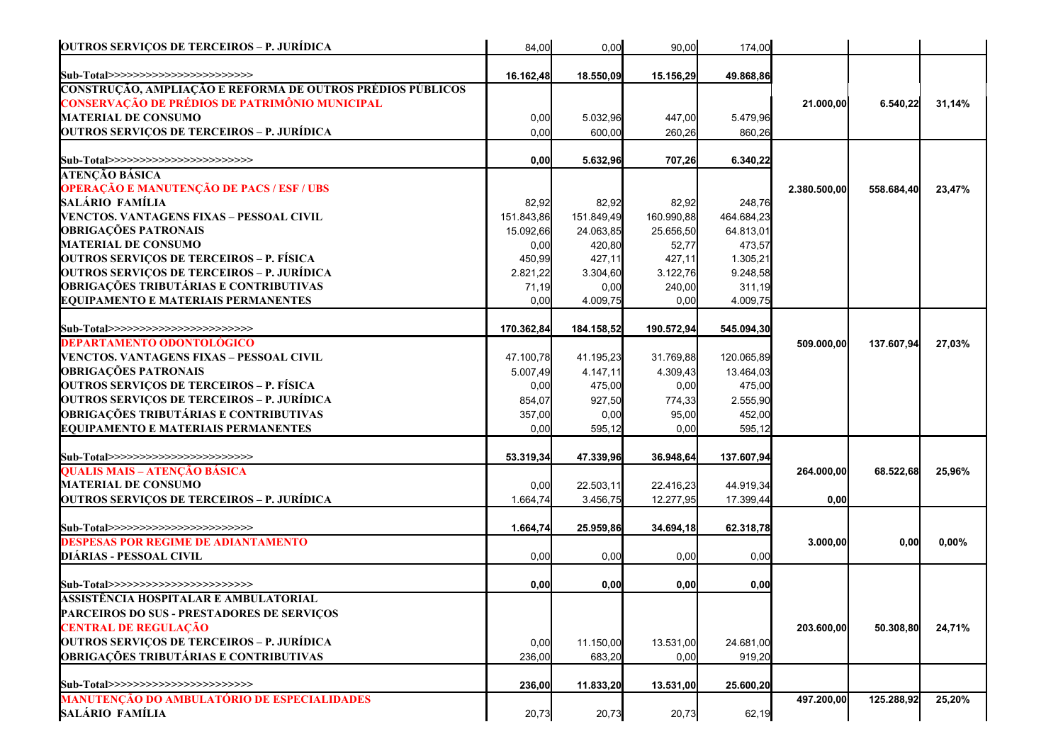| | | | | | | | |
|---|---|---|---|---|---|---|---|
| OUTROS SERVIÇOS DE TERCEIROS – P. JURÍDICA | 84,00 | 0,00 | 90,00 | 174,00 | | | |
| Sub-Total>>>>>>>>>>>>>>>>>>>>>>> | **16.162,48** | **18.550,09** | **15.156,29** | **49.868,86** | | | |
| CONSTRUÇÃO, AMPLIAÇÃO E REFORMA DE OUTROS PRÉDIOS PÚBLICOS | | | | | | | |
| **CONSERVAÇÃO DE PRÉDIOS DE PATRIMÔNIO MUNICIPAL** | | | | | **21.000,00** | **6.540,22** | **31,14%** |
| MATERIAL DE CONSUMO | 0,00 | 5.032,96 | 447,00 | 5.479,96 | | | |
| OUTROS SERVIÇOS DE TERCEIROS – P. JURÍDICA | 0,00 | 600,00 | 260,26 | 860,26 | | | |
| Sub-Total>>>>>>>>>>>>>>>>>>>>>>> | **0,00** | **5.632,96** | **707,26** | **6.340,22** | | | |
| ATENÇÃO BÁSICA | | | | | | | |
| **OPERAÇÃO E MANUTENÇÃO DE PACS / ESF / UBS** | | | | | **2.380.500,00** | **558.684,40** | **23,47%** |
| SALÁRIO FAMÍLIA | 82,92 | 82,92 | 82,92 | 248,76 | | | |
| VENCTOS. VANTAGENS FIXAS – PESSOAL CIVIL | 151.843,86 | 151.849,49 | 160.990,88 | 464.684,23 | | | |
| OBRIGAÇÕES PATRONAIS | 15.092,66 | 24.063,85 | 25.656,50 | 64.813,01 | | | |
| MATERIAL DE CONSUMO | 0,00 | 420,80 | 52,77 | 473,57 | | | |
| OUTROS SERVIÇOS DE TERCEIROS – P. FÍSICA | 450,99 | 427,11 | 427,11 | 1.305,21 | | | |
| OUTROS SERVIÇOS DE TERCEIROS – P. JURÍDICA | 2.821,22 | 3.304,60 | 3.122,76 | 9.248,58 | | | |
| OBRIGAÇÕES TRIBUTÁRIAS E CONTRIBUTIVAS | 71,19 | 0,00 | 240,00 | 311,19 | | | |
| EQUIPAMENTO E MATERIAIS PERMANENTES | 0,00 | 4.009,75 | 0,00 | 4.009,75 | | | |
| Sub-Total>>>>>>>>>>>>>>>>>>>>>>> | **170.362,84** | **184.158,52** | **190.572,94** | **545.094,30** | | | |
| **DEPARTAMENTO ODONTOLÓGICO** | | | | | **509.000,00** | **137.607,94** | **27,03%** |
| VENCTOS. VANTAGENS FIXAS – PESSOAL CIVIL | 47.100,78 | 41.195,23 | 31.769,88 | 120.065,89 | | | |
| OBRIGAÇÕES PATRONAIS | 5.007,49 | 4.147,11 | 4.309,43 | 13.464,03 | | | |
| OUTROS SERVIÇOS DE TERCEIROS – P. FÍSICA | 0,00 | 475,00 | 0,00 | 475,00 | | | |
| OUTROS SERVIÇOS DE TERCEIROS – P. JURÍDICA | 854,07 | 927,50 | 774,33 | 2.555,90 | | | |
| OBRIGAÇÕES TRIBUTÁRIAS E CONTRIBUTIVAS | 357,00 | 0,00 | 95,00 | 452,00 | | | |
| EQUIPAMENTO E MATERIAIS PERMANENTES | 0,00 | 595,12 | 0,00 | 595,12 | | | |
| Sub-Total>>>>>>>>>>>>>>>>>>>>>>> | **53.319,34** | **47.339,96** | **36.948,64** | **137.607,94** | | | |
| **QUALIS MAIS – ATENÇÃO BÁSICA** | | | | | **264.000,00** | **68.522,68** | **25,96%** |
| MATERIAL DE CONSUMO | 0,00 | 22.503,11 | 22.416,23 | 44.919,34 | | | |
| OUTROS SERVIÇOS DE TERCEIROS – P. JURÍDICA | 1.664,74 | 3.456,75 | 12.277,95 | 17.399,44 | **0,00** | | |
| Sub-Total>>>>>>>>>>>>>>>>>>>>>>> | **1.664,74** | **25.959,86** | **34.694,18** | **62.318,78** | | | |
| **DESPESAS POR REGIME DE ADIANTAMENTO** | | | | | **3.000,00** | **0,00** | **0,00%** |
| DIÁRIAS - PESSOAL CIVIL | 0,00 | 0,00 | 0,00 | 0,00 | | | |
| Sub-Total>>>>>>>>>>>>>>>>>>>>>>> | **0,00** | **0,00** | **0,00** | **0,00** | | | |
| ASSISTÊNCIA HOSPITALAR E AMBULATORIAL | | | | | | | |
| PARCEIROS DO SUS - PRESTADORES DE SERVIÇOS | | | | | | | |
| **CENTRAL DE REGULAÇÃO** | | | | | **203.600,00** | **50.308,80** | **24,71%** |
| OUTROS SERVIÇOS DE TERCEIROS – P. JURÍDICA | 0,00 | 11.150,00 | 13.531,00 | 24.681,00 | | | |
| OBRIGAÇÕES TRIBUTÁRIAS E CONTRIBUTIVAS | 236,00 | 683,20 | 0,00 | 919,20 | | | |
| Sub-Total>>>>>>>>>>>>>>>>>>>>>>> | **236,00** | **11.833,20** | **13.531,00** | **25.600,20** | | | |
| **MANUTENÇÃO DO AMBULATÓRIO DE ESPECIALIDADES** | | | | | **497.200,00** | **125.288,92** | **25,20%** |
| SALÁRIO FAMÍLIA | 20,73 | 20,73 | 20,73 | 62,19 | | | |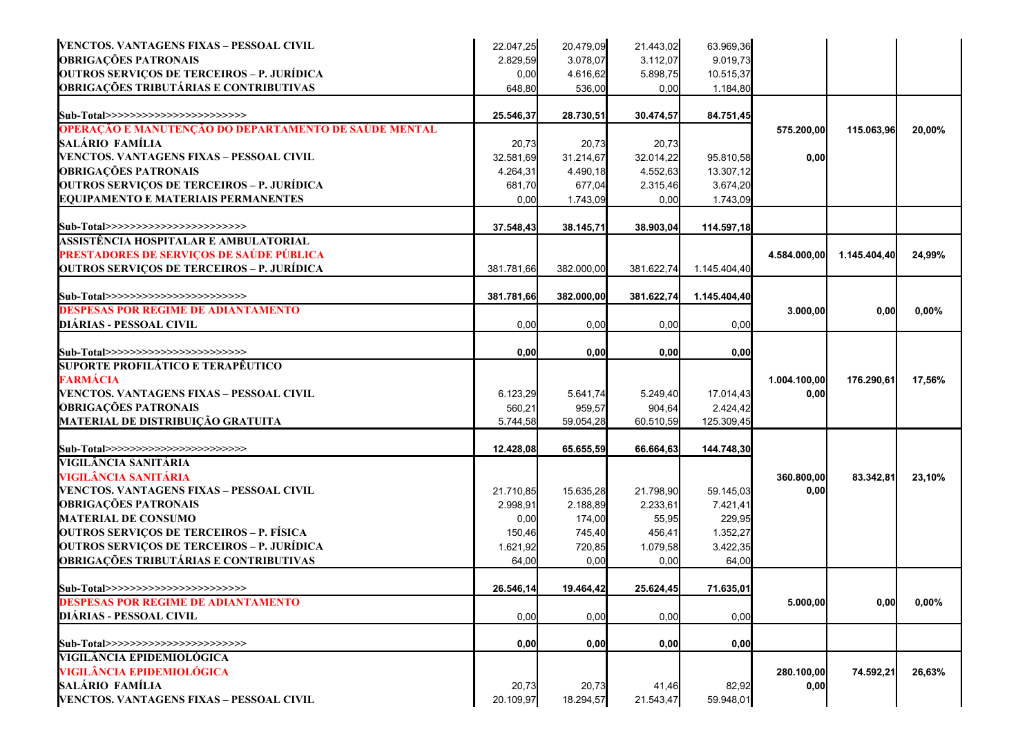| | | | | | | | |
|---|---|---|---|---|---|---|---|
| VENCTOS. VANTAGENS FIXAS – PESSOAL CIVIL | 22.047,25 | 20.479,09 | 21.443,02 | 63.969,36 | | | |
| OBRIGAÇÕES PATRONAIS | 2.829,59 | 3.078,07 | 3.112,07 | 9.019,73 | | | |
| OUTROS SERVIÇOS DE TERCEIROS – P. JURÍDICA | 0,00 | 4.616,62 | 5.898,75 | 10.515,37 | | | |
| OBRIGAÇÕES TRIBUTÁRIAS E CONTRIBUTIVAS | 648,80 | 536,00 | 0,00 | 1.184,80 | | | |
| **Sub-Total>>>>>>>>>>>>>>>>>>>>>>>>** | **25.546,37** | **28.730,51** | **30.474,57** | **84.751,45** | | | |
| **OPERAÇÃO E MANUTENÇÃO DO DEPARTAMENTO DE SAÚDE MENTAL** | | | | | **575.200,00** | **115.063,96** | **20,00%** |
| SALÁRIO FAMÍLIA | 20,73 | 20,73 | 20,73 | | | | |
| VENCTOS. VANTAGENS FIXAS – PESSOAL CIVIL | 32.581,69 | 31.214,67 | 32.014,22 | 95.810,58 | **0,00** | | |
| OBRIGAÇÕES PATRONAIS | 4.264,31 | 4.490,18 | 4.552,63 | 13.307,12 | | | |
| OUTROS SERVIÇOS DE TERCEIROS – P. JURÍDICA | 681,70 | 677,04 | 2.315,46 | 3.674,20 | | | |
| EQUIPAMENTO E MATERIAIS PERMANENTES | 0,00 | 1.743,09 | 0,00 | 1.743,09 | | | |
| **Sub-Total>>>>>>>>>>>>>>>>>>>>>>>>** | **37.548,43** | **38.145,71** | **38.903,04** | **114.597,18** | | | |
| **ASSISTÊNCIA HOSPITALAR E AMBULATORIAL** | | | | | | | |
| **PRESTADORES DE SERVIÇOS DE SAÚDE PÚBLICA** | | | | | **4.584.000,00** | **1.145.404,40** | **24,99%** |
| OUTROS SERVIÇOS DE TERCEIROS – P. JURÍDICA | 381.781,66 | 382.000,00 | 381.622,74 | 1.145.404,40 | | | |
| **Sub-Total>>>>>>>>>>>>>>>>>>>>>>>>** | **381.781,66** | **382.000,00** | **381.622,74** | **1.145.404,40** | | | |
| **DESPESAS POR REGIME DE ADIANTAMENTO** | | | | | **3.000,00** | **0,00** | **0,00%** |
| DIÁRIAS - PESSOAL CIVIL | 0,00 | 0,00 | 0,00 | 0,00 | | | |
| **Sub-Total>>>>>>>>>>>>>>>>>>>>>>>>** | **0,00** | **0,00** | **0,00** | **0,00** | | | |
| **SUPORTE PROFILÁTICO E TERAPÊUTICO** | | | | | | | |
| **FARMÁCIA** | | | | | **1.004.100,00** | **176.290,61** | **17,56%** |
| VENCTOS. VANTAGENS FIXAS – PESSOAL CIVIL | 6.123,29 | 5.641,74 | 5.249,40 | 17.014,43 | **0,00** | | |
| OBRIGAÇÕES PATRONAIS | 560,21 | 959,57 | 904,64 | 2.424,42 | | | |
| MATERIAL DE DISTRIBUIÇÃO GRATUITA | 5.744,58 | 59.054,28 | 60.510,59 | 125.309,45 | | | |
| **Sub-Total>>>>>>>>>>>>>>>>>>>>>>>>** | **12.428,08** | **65.655,59** | **66.664,63** | **144.748,30** | | | |
| **VIGILÂNCIA SANITÁRIA** | | | | | | | |
| **VIGILÂNCIA SANITÁRIA** | | | | | **360.800,00** | **83.342,81** | **23,10%** |
| VENCTOS. VANTAGENS FIXAS – PESSOAL CIVIL | 21.710,85 | 15.635,28 | 21.798,90 | 59.145,03 | **0,00** | | |
| OBRIGAÇÕES PATRONAIS | 2.998,91 | 2.188,89 | 2.233,61 | 7.421,41 | | | |
| MATERIAL DE CONSUMO | 0,00 | 174,00 | 55,95 | 229,95 | | | |
| OUTROS SERVIÇOS DE TERCEIROS – P. FÍSICA | 150,46 | 745,40 | 456,41 | 1.352,27 | | | |
| OUTROS SERVIÇOS DE TERCEIROS – P. JURÍDICA | 1.621,92 | 720,85 | 1.079,58 | 3.422,35 | | | |
| OBRIGAÇÕES TRIBUTÁRIAS E CONTRIBUTIVAS | 64,00 | 0,00 | 0,00 | 64,00 | | | |
| **Sub-Total>>>>>>>>>>>>>>>>>>>>>>>>** | **26.546,14** | **19.464,42** | **25.624,45** | **71.635,01** | | | |
| **DESPESAS POR REGIME DE ADIANTAMENTO** | | | | | **5.000,00** | **0,00** | **0,00%** |
| DIÁRIAS - PESSOAL CIVIL | 0,00 | 0,00 | 0,00 | 0,00 | | | |
| **Sub-Total>>>>>>>>>>>>>>>>>>>>>>>>** | **0,00** | **0,00** | **0,00** | **0,00** | | | |
| **VIGILÂNCIA EPIDEMIOLÓGICA** | | | | | | | |
| **VIGILÂNCIA EPIDEMIOLÓGICA** | | | | | **280.100,00** | **74.592,21** | **26,63%** |
| SALÁRIO FAMÍLIA | 20,73 | 20,73 | 41,46 | 82,92 | **0,00** | | |
| VENCTOS. VANTAGENS FIXAS – PESSOAL CIVIL | 20.109,97 | 18.294,57 | 21.543,47 | 59.948,01 | | | |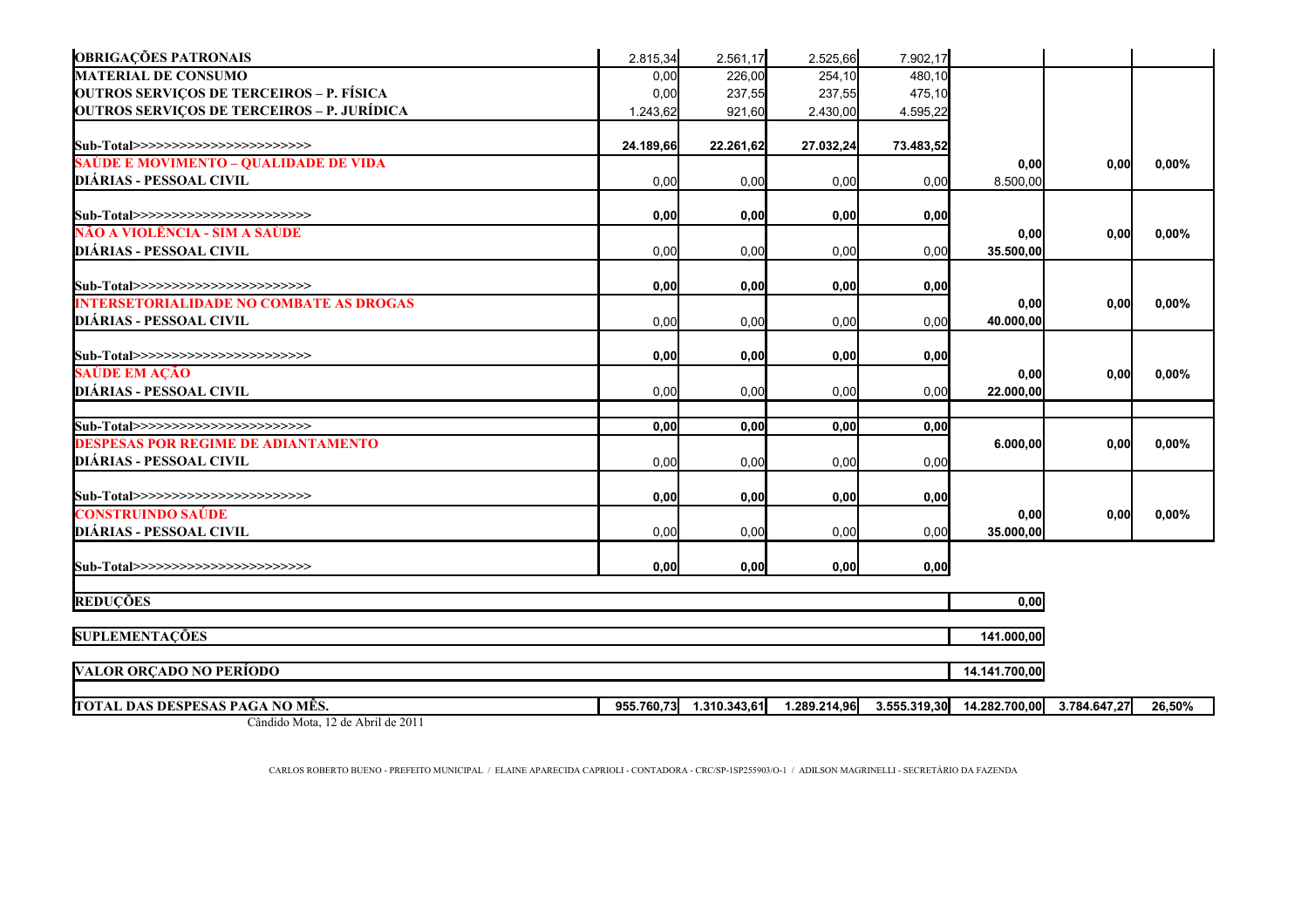| | | | | | | | |
|---|---|---|---|---|---|---|---|
| **OBRIGAÇÕES PATRONAIS** | 2.815,34 | 2.561,17 | 2.525,66 | 7.902,17 | | | |
| **MATERIAL DE CONSUMO** | 0,00 | 226,00 | 254,10 | 480,10 | | | |
| **OUTROS SERVIÇOS DE TERCEIROS – P. FÍSICA** | 0,00 | 237,55 | 237,55 | 475,10 | | | |
| **OUTROS SERVIÇOS DE TERCEIROS – P. JURÍDICA** | 1.243,62 | 921,60 | 2.430,00 | 4.595,22 | | | |
| **Sub-Total>>>>>>>>>>>>>>>>>>>>>>>>** | **24.189,66** | **22.261,62** | **27.032,24** | **73.483,52** | | | |
| **SAÚDE E MOVIMENTO – QUALIDADE DE VIDA** | | | | | **0,00** | **0,00** | **0,00%** |
| **DIÁRIAS - PESSOAL CIVIL** | 0,00 | 0,00 | 0,00 | 0,00 | 8.500,00 | | |
| **Sub-Total>>>>>>>>>>>>>>>>>>>>>>>>** | **0,00** | **0,00** | **0,00** | **0,00** | | | |
| **NÃO A VIOLÊNCIA - SIM A SAÚDE** | | | | | **0,00** | **0,00** | **0,00%** |
| **DIÁRIAS - PESSOAL CIVIL** | 0,00 | 0,00 | 0,00 | 0,00 | **35.500,00** | | |
| **Sub-Total>>>>>>>>>>>>>>>>>>>>>>>>** | **0,00** | **0,00** | **0,00** | **0,00** | | | |
| **INTERSETORIALIDADE NO COMBATE AS DROGAS** | | | | | **0,00** | **0,00** | **0,00%** |
| **DIÁRIAS - PESSOAL CIVIL** | 0,00 | 0,00 | 0,00 | 0,00 | **40.000,00** | | |
| **Sub-Total>>>>>>>>>>>>>>>>>>>>>>>>** | **0,00** | **0,00** | **0,00** | **0,00** | | | |
| **SAÚDE EM AÇÃO** | | | | | **0,00** | **0,00** | **0,00%** |
| **DIÁRIAS - PESSOAL CIVIL** | 0,00 | 0,00 | 0,00 | 0,00 | **22.000,00** | | |
| **Sub-Total>>>>>>>>>>>>>>>>>>>>>>>>** | **0,00** | **0,00** | **0,00** | **0,00** | | | |
| **DESPESAS POR REGIME DE ADIANTAMENTO** | | | | | **6.000,00** | **0,00** | **0,00%** |
| **DIÁRIAS - PESSOAL CIVIL** | 0,00 | 0,00 | 0,00 | 0,00 | | | |
| **Sub-Total>>>>>>>>>>>>>>>>>>>>>>>>** | **0,00** | **0,00** | **0,00** | **0,00** | | | |
| **CONSTRUINDO SAÚDE** | | | | | **0,00** | **0,00** | **0,00%** |
| **DIÁRIAS - PESSOAL CIVIL** | 0,00 | 0,00 | 0,00 | 0,00 | **35.000,00** | | |
| **Sub-Total>>>>>>>>>>>>>>>>>>>>>>>>** | **0,00** | **0,00** | **0,00** | **0,00** | | | |
| **REDUÇÕES** | | | | | **0,00** | | |
| **SUPLEMENTAÇÕES** | | | | | **141.000,00** | | |
| **VALOR ORÇADO NO PERÍODO** | | | | | **14.141.700,00** | | |
| **TOTAL DAS DESPESAS PAGA NO MÊS.** | **955.760,73** | **1.310.343,61** | **1.289.214,96** | **3.555.319,30** | **14.282.700,00** | **3.784.647,27** | **26,50%** |

Cândido Mota, 12 de Abril de 2011

CARLOS ROBERTO BUENO - PREFEITO MUNICIPAL / ELAINE APARECIDA CAPRIOLI - CONTADORA - CRC/SP-1SP255903/O-1 / ADILSON MAGRINELLI - SECRETÁRIO DA FAZENDA